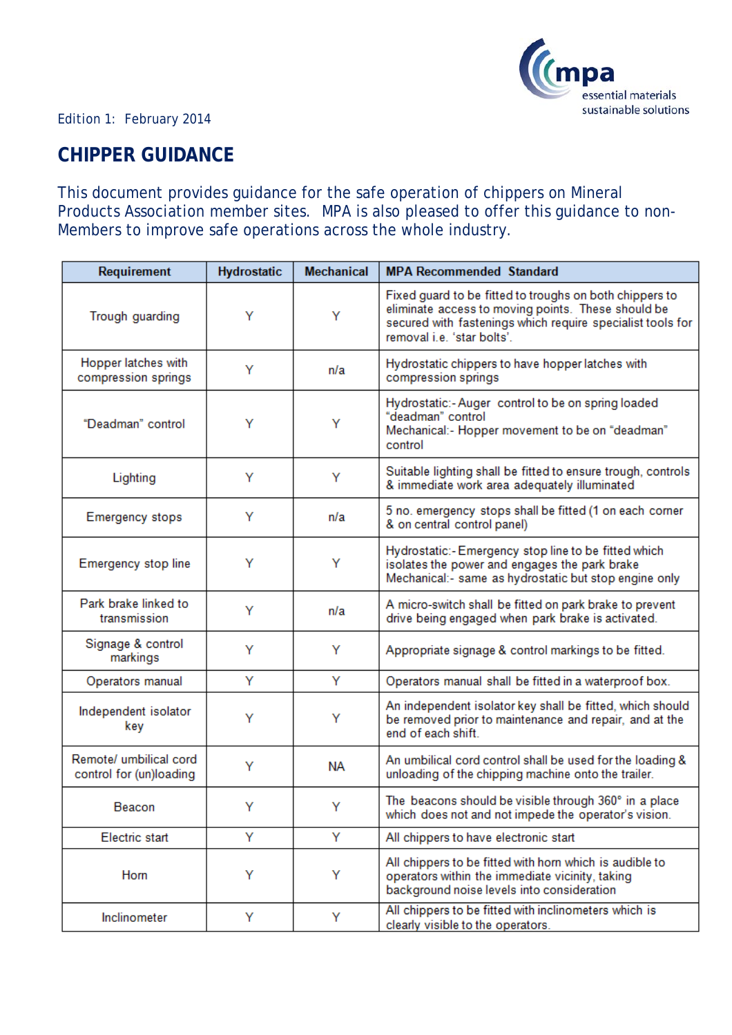Edition 1: February 2014

# CHIPPER GUIDANCE

This document provides guidance for the safe operation of chippers on Mineral Products Association member sites. MPA is also pleased to offer this guidance to non-Members to improve safe operations across the whole industry.

| Requirement | Hydrostatic | Mechanical | MPA Recommended Standard |
|---|---|---|---|
| Trough guarding | Y | Y | Fixed guard to be fitted to troughs on both chippers to eliminate access to moving points. These should be secured with fastenings which require specialist tools for removal i.e. 'star bolts'. |
| Hopper latches with compression springs | Y | n/a | Hydrostatic chippers to have hopper latches with compression springs |
| "Deadman" control | Y | Y | Hydrostatic:- Auger control to be on spring loaded "deadman" control<br>Mechanical:- Hopper movement to be on "deadman" control |
| Lighting | Y | Y | Suitable lighting shall be fitted to ensure trough, controls & immediate work area adequately illuminated |
| Emergency stops | Y | n/a | 5 no. emergency stops shall be fitted (1 on each corner & on central control panel) |
| Emergency stop line | Y | Y | Hydrostatic:- Emergency stop line to be fitted which isolates the power and engages the park brake<br>Mechanical:- same as hydrostatic but stop engine only |
| Park brake linked to transmission | Y | n/a | A micro-switch shall be fitted on park brake to prevent drive being engaged when park brake is activated. |
| Signage & control markings | Y | Y | Appropriate signage & control markings to be fitted. |
| Operators manual | Y | Y | Operators manual shall be fitted in a waterproof box. |
| Independent isolator key | Y | Y | An independent isolator key shall be fitted, which should be removed prior to maintenance and repair, and at the end of each shift. |
| Remote/ umbilical cord control for (un)loading | Y | NA | An umbilical cord control shall be used for the loading & unloading of the chipping machine onto the trailer. |
| Beacon | Y | Y | The beacons should be visible through 360° in a place which does not and not impede the operator's vision. |
| Electric start | Y | Y | All chippers to have electronic start |
| Horn | Y | Y | All chippers to be fitted with horn which is audible to operators within the immediate vicinity, taking background noise levels into consideration |
| Inclinometer | Y | Y | All chippers to be fitted with inclinometers which is clearly visible to the operators. |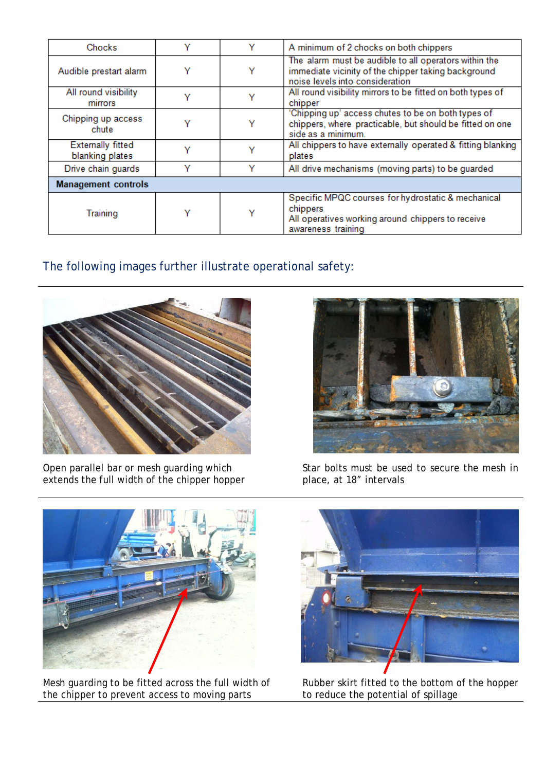| Chocks | Y | Y | A minimum of 2 chocks on both chippers |
|---|---|---|---|
| Audible prestart alarm | Y | Y | The alarm must be audible to all operators within the immediate vicinity of the chipper taking background noise levels into consideration |
| All round visibility mirrors | Y | Y | All round visibility mirrors to be fitted on both types of chipper |
| Chipping up access chute | Y | Y | 'Chipping up' access chutes to be on both types of chippers, where practicable, but should be fitted on one side as a minimum. |
| Externally fitted blanking plates | Y | Y | All chippers to have externally operated & fitting blanking plates |
| Drive chain guards | Y | Y | All drive mechanisms (moving parts) to be guarded |
| **Management controls** | | | |
| Training | Y | Y | Specific MPQC courses for hydrostatic & mechanical chippers<br>All operatives working around chippers to receive awareness training |

## The following images further illustrate operational safety:

Open parallel bar or mesh guarding which extends the full width of the chipper hopper

Star bolts must be used to secure the mesh in place, at 18" intervals

Mesh guarding to be fitted across the full width of the chipper to prevent access to moving parts

Rubber skirt fitted to the bottom of the hopper to reduce the potential of spillage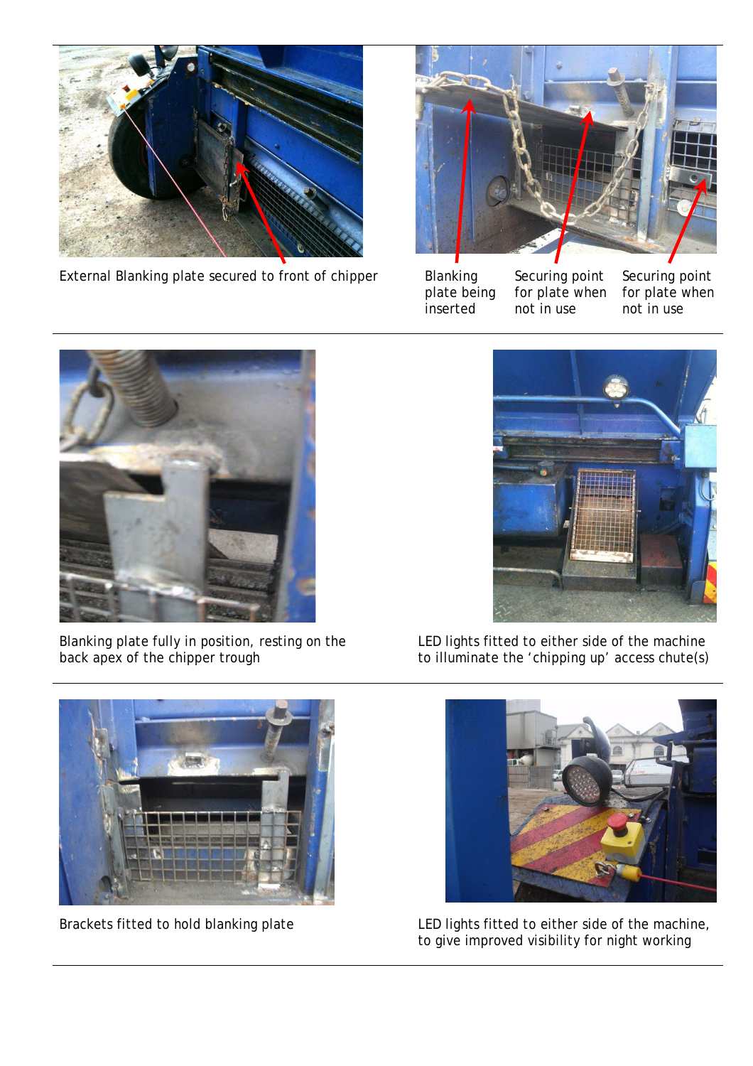External Blanking plate secured to front of chipper

Blanking plate being inserted

Securing point for plate when not in use

Securing point for plate when not in use

Blanking plate fully in position, resting on the back apex of the chipper trough

LED lights fitted to either side of the machine to illuminate the 'chipping up' access chute(s)

Brackets fitted to hold blanking plate

LED lights fitted to either side of the machine, to give improved visibility for night working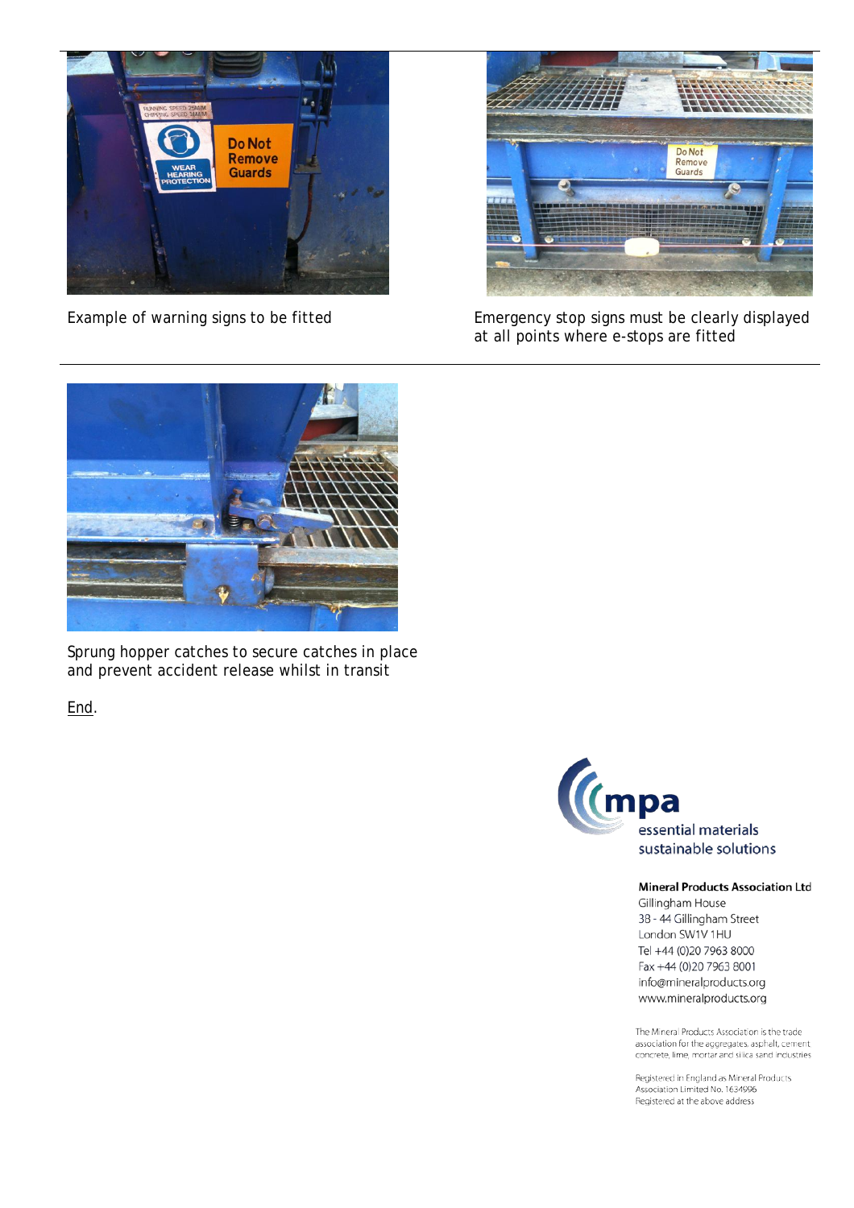Example of warning signs to be fitted

Emergency stop signs must be clearly displayed at all points where e-stops are fitted

Sprung hopper catches to secure catches in place and prevent accident release whilst in transit

End.

mpa
essential materials
sustainable solutions

**Mineral Products Association Ltd**
Gillingham House
38 - 44 Gillingham Street
London SW1V 1HU
Tel +44 (0)20 7963 8000
Fax +44 (0)20 7963 8001
info@mineralproducts.org
www.mineralproducts.org

The Mineral Products Association is the trade association for the aggregates, asphalt, cement concrete, lime, mortar and silica sand industries

Registered in England as Mineral Products Association Limited No. 1634996
Registered at the above address